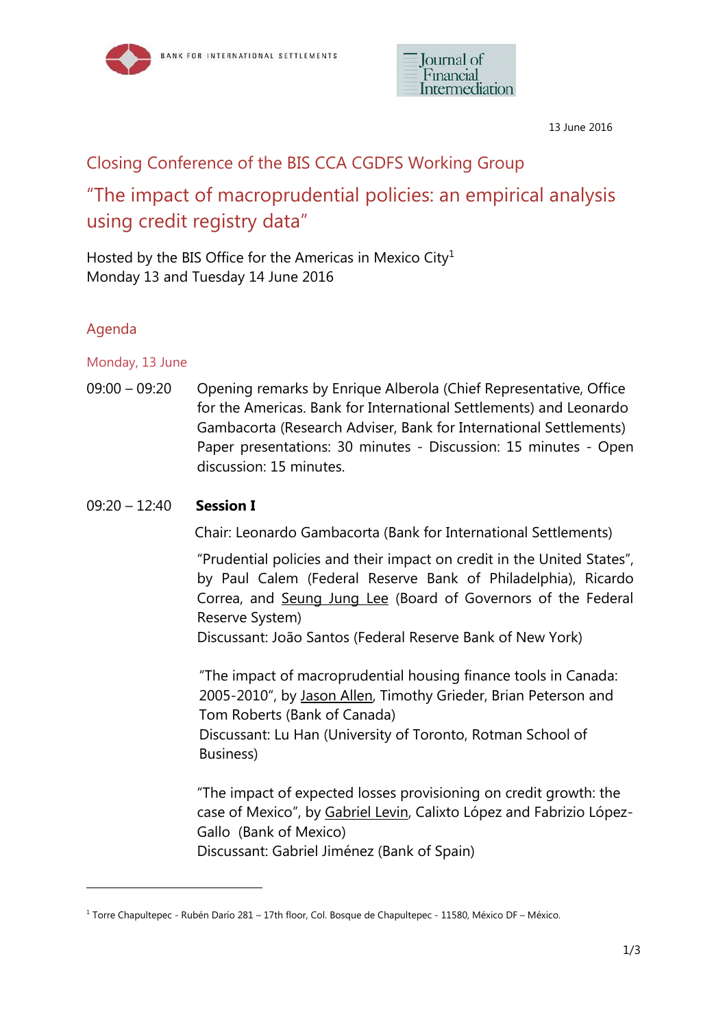BANK FOR INTERNATIONAL SETTLEMENTS

Journal of Financial Intermediation

13 June 2016

# Closing Conference of the BIS CCA CGDFS Working Group

## "The impact of macroprudential policies: an empirical analysis using credit registry data"

Hosted by the BIS Office for the Americas in Mexico City[1]
Monday 13 and Tuesday 14 June 2016

### Agenda

#### Monday, 13 June

09:00 – 09:20 Opening remarks by Enrique Alberola (Chief Representative, Office for the Americas. Bank for International Settlements) and Leonardo Gambacorta (Research Adviser, Bank for International Settlements) Paper presentations: 30 minutes - Discussion: 15 minutes - Open discussion: 15 minutes.

09:20 – 12:40 **Session I**

Chair: Leonardo Gambacorta (Bank for International Settlements)

"Prudential policies and their impact on credit in the United States", by Paul Calem (Federal Reserve Bank of Philadelphia), Ricardo Correa, and Seung Jung Lee (Board of Governors of the Federal Reserve System)
Discussant: João Santos (Federal Reserve Bank of New York)

"The impact of macroprudential housing finance tools in Canada: 2005-2010", by Jason Allen, Timothy Grieder, Brian Peterson and Tom Roberts (Bank of Canada)
Discussant: Lu Han (University of Toronto, Rotman School of Business)

"The impact of expected losses provisioning on credit growth: the case of Mexico", by Gabriel Levin, Calixto López and Fabrizio López-Gallo (Bank of Mexico)
Discussant: Gabriel Jiménez (Bank of Spain)

---

[1] Torre Chapultepec - Rubén Darío 281 – 17th floor, Col. Bosque de Chapultepec - 11580, México DF – México.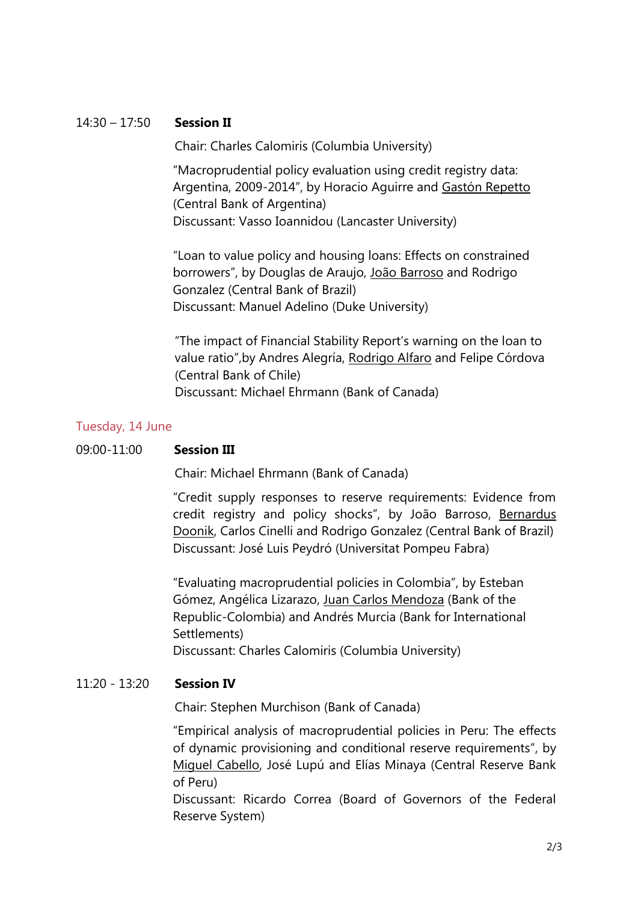14:30 – 17:50 **Session II**

Chair: Charles Calomiris (Columbia University)

"Macroprudential policy evaluation using credit registry data: Argentina, 2009-2014", by Horacio Aguirre and Gastón Repetto (Central Bank of Argentina)
Discussant: Vasso Ioannidou (Lancaster University)

"Loan to value policy and housing loans: Effects on constrained borrowers", by Douglas de Araujo, João Barroso and Rodrigo Gonzalez (Central Bank of Brazil)
Discussant: Manuel Adelino (Duke University)

"The impact of Financial Stability Report's warning on the loan to value ratio",by Andres Alegría, Rodrigo Alfaro and Felipe Córdova (Central Bank of Chile)
Discussant: Michael Ehrmann (Bank of Canada)

## Tuesday, 14 June

09:00-11:00 **Session III**

Chair: Michael Ehrmann (Bank of Canada)

"Credit supply responses to reserve requirements: Evidence from credit registry and policy shocks", by João Barroso, Bernardus Doonik, Carlos Cinelli and Rodrigo Gonzalez (Central Bank of Brazil)
Discussant: José Luis Peydró (Universitat Pompeu Fabra)

"Evaluating macroprudential policies in Colombia", by Esteban Gómez, Angélica Lizarazo, Juan Carlos Mendoza (Bank of the Republic-Colombia) and Andrés Murcia (Bank for International Settlements)
Discussant: Charles Calomiris (Columbia University)

11:20 - 13:20 **Session IV**

Chair: Stephen Murchison (Bank of Canada)

"Empirical analysis of macroprudential policies in Peru: The effects of dynamic provisioning and conditional reserve requirements", by Miguel Cabello, José Lupú and Elías Minaya (Central Reserve Bank of Peru)
Discussant: Ricardo Correa (Board of Governors of the Federal Reserve System)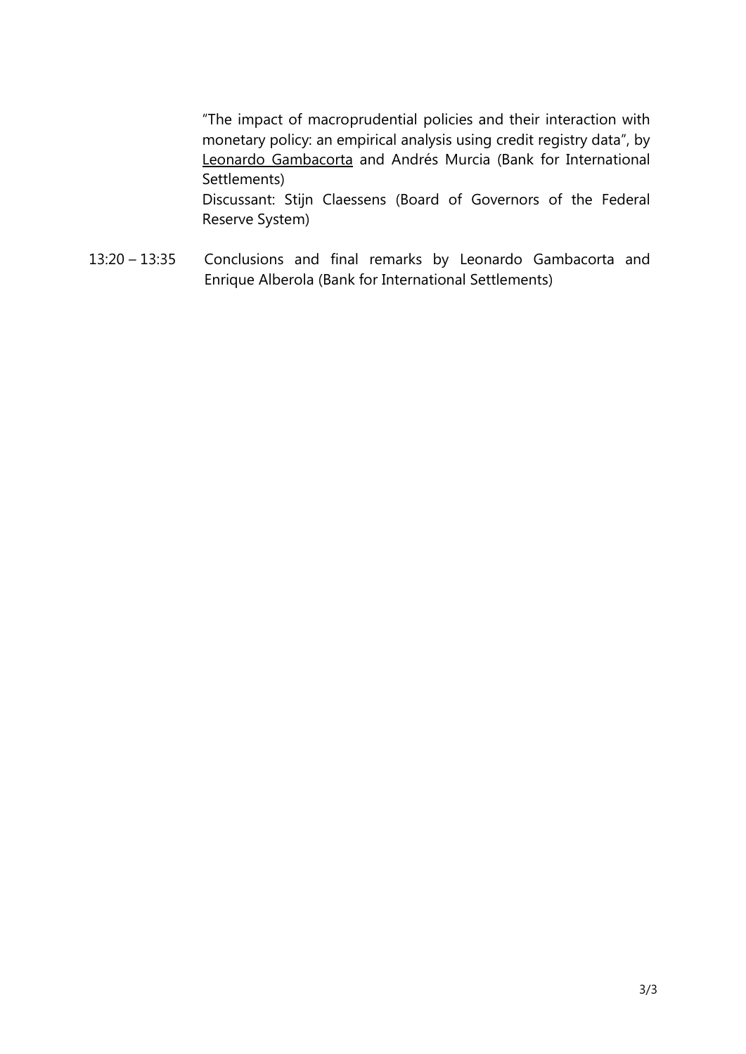"The impact of macroprudential policies and their interaction with monetary policy: an empirical analysis using credit registry data", by Leonardo Gambacorta and Andrés Murcia (Bank for International Settlements)
Discussant: Stijn Claessens (Board of Governors of the Federal Reserve System)

13:20 – 13:35 Conclusions and final remarks by Leonardo Gambacorta and Enrique Alberola (Bank for International Settlements)